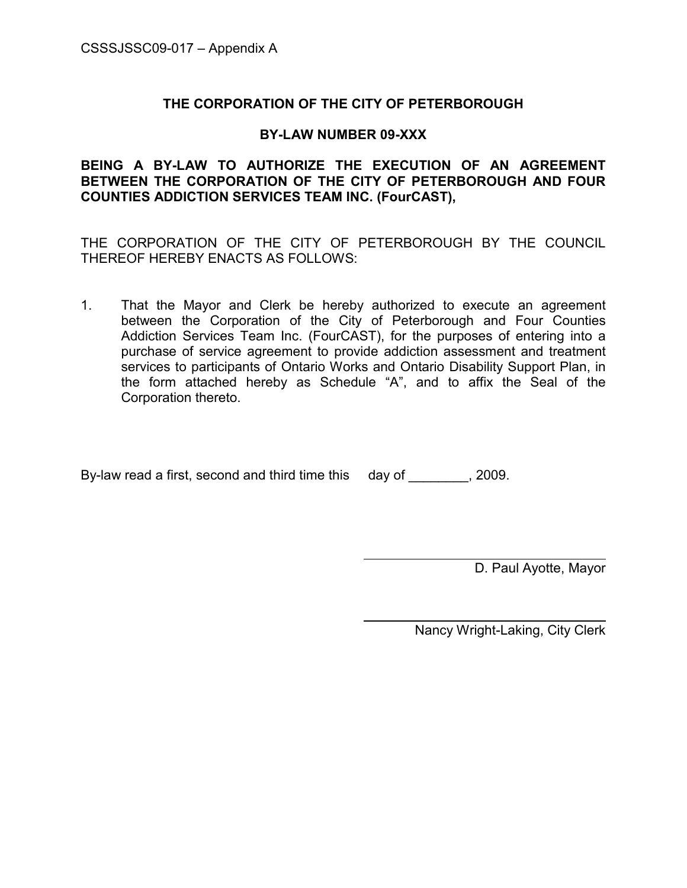CSSSJSSC09-017 – Appendix A

**THE CORPORATION OF THE CITY OF PETERBOROUGH**

**BY-LAW NUMBER 09-XXX**

**BEING A BY-LAW TO AUTHORIZE THE EXECUTION OF AN AGREEMENT BETWEEN THE CORPORATION OF THE CITY OF PETERBOROUGH AND FOUR COUNTIES ADDICTION SERVICES TEAM INC. (FourCAST),**

THE CORPORATION OF THE CITY OF PETERBOROUGH BY THE COUNCIL THEREOF HEREBY ENACTS AS FOLLOWS:

1. That the Mayor and Clerk be hereby authorized to execute an agreement between the Corporation of the City of Peterborough and Four Counties Addiction Services Team Inc. (FourCAST), for the purposes of entering into a purchase of service agreement to provide addiction assessment and treatment services to participants of Ontario Works and Ontario Disability Support Plan, in the form attached hereby as Schedule "A", and to affix the Seal of the Corporation thereto.

By-law read a first, second and third time this day of ________, 2009.

\_\_\_\_\_\_\_\_\_\_\_\_\_\_\_\_\_\_\_\_\_\_\_\_\_\_\_\_\_\_

D. Paul Ayotte, Mayor

\_\_\_\_\_\_\_\_\_\_\_\_\_\_\_\_\_\_\_\_\_\_\_\_\_\_\_\_\_\_

Nancy Wright-Laking, City Clerk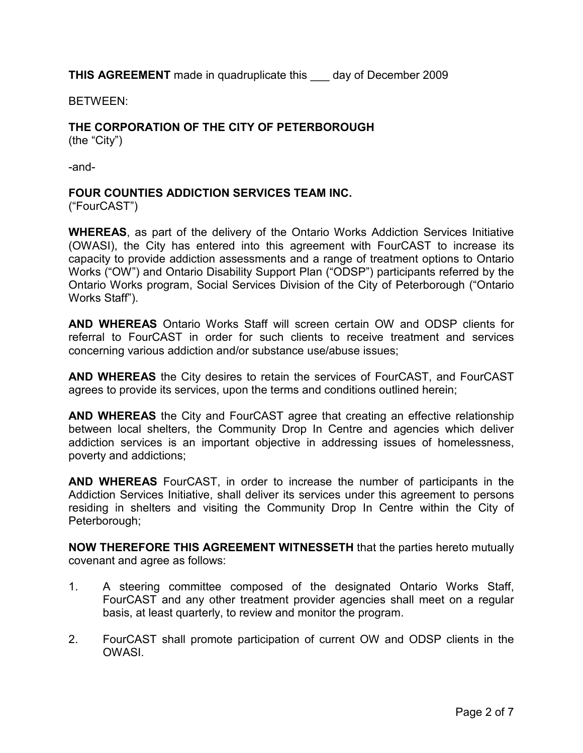**THIS AGREEMENT** made in quadruplicate this ___ day of December 2009

BETWEEN:

**THE CORPORATION OF THE CITY OF PETERBOROUGH**
(the "City")

-and-

**FOUR COUNTIES ADDICTION SERVICES TEAM INC.**
("FourCAST")

**WHEREAS**, as part of the delivery of the Ontario Works Addiction Services Initiative (OWASI), the City has entered into this agreement with FourCAST to increase its capacity to provide addiction assessments and a range of treatment options to Ontario Works ("OW") and Ontario Disability Support Plan ("ODSP") participants referred by the Ontario Works program, Social Services Division of the City of Peterborough ("Ontario Works Staff").

**AND WHEREAS** Ontario Works Staff will screen certain OW and ODSP clients for referral to FourCAST in order for such clients to receive treatment and services concerning various addiction and/or substance use/abuse issues;

**AND WHEREAS** the City desires to retain the services of FourCAST, and FourCAST agrees to provide its services, upon the terms and conditions outlined herein;

**AND WHEREAS** the City and FourCAST agree that creating an effective relationship between local shelters, the Community Drop In Centre and agencies which deliver addiction services is an important objective in addressing issues of homelessness, poverty and addictions;

**AND WHEREAS** FourCAST, in order to increase the number of participants in the Addiction Services Initiative, shall deliver its services under this agreement to persons residing in shelters and visiting the Community Drop In Centre within the City of Peterborough;

**NOW THEREFORE THIS AGREEMENT WITNESSETH** that the parties hereto mutually covenant and agree as follows:

1. A steering committee composed of the designated Ontario Works Staff, FourCAST and any other treatment provider agencies shall meet on a regular basis, at least quarterly, to review and monitor the program.

2. FourCAST shall promote participation of current OW and ODSP clients in the OWASI.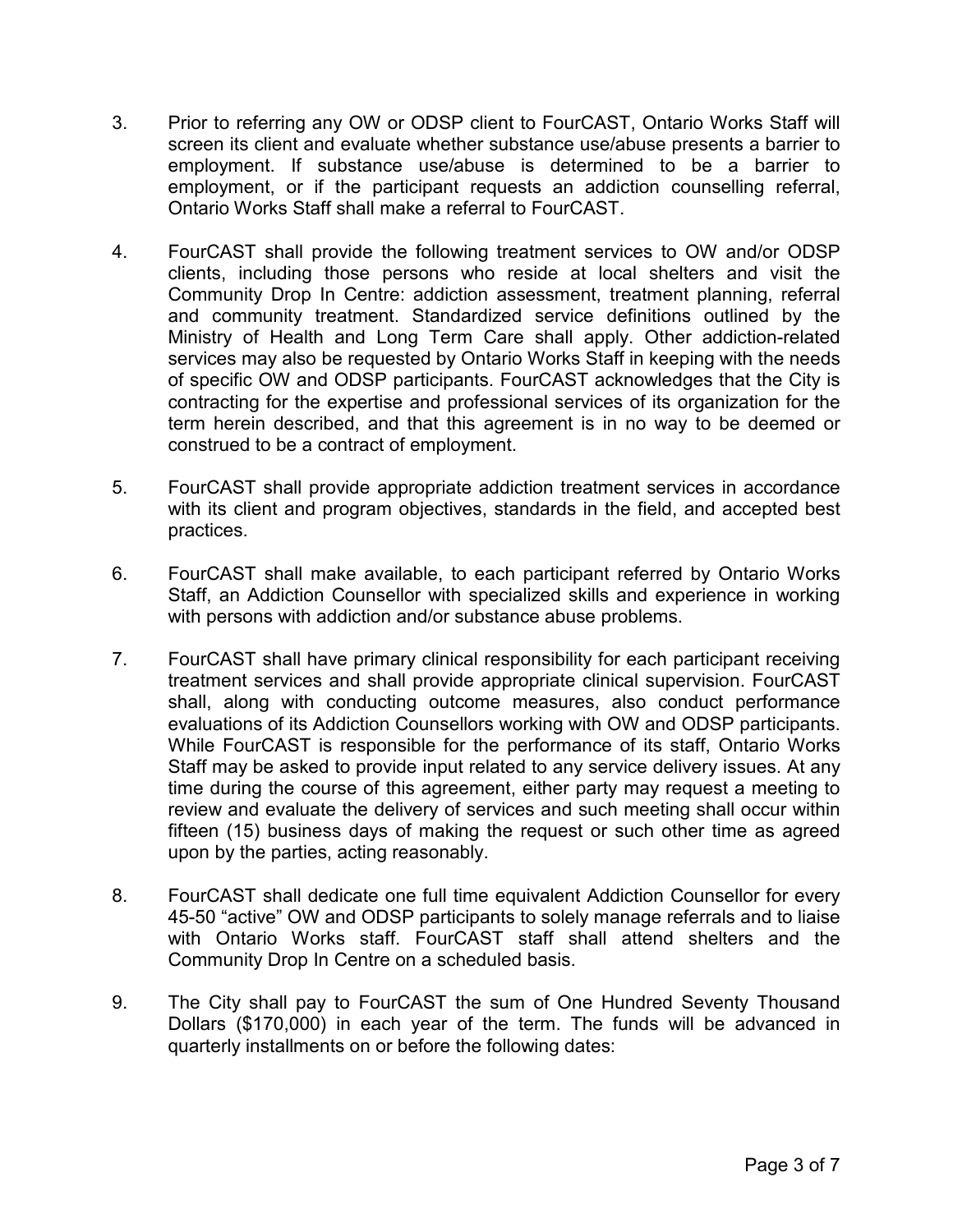3. Prior to referring any OW or ODSP client to FourCAST, Ontario Works Staff will screen its client and evaluate whether substance use/abuse presents a barrier to employment. If substance use/abuse is determined to be a barrier to employment, or if the participant requests an addiction counselling referral, Ontario Works Staff shall make a referral to FourCAST.

4. FourCAST shall provide the following treatment services to OW and/or ODSP clients, including those persons who reside at local shelters and visit the Community Drop In Centre: addiction assessment, treatment planning, referral and community treatment. Standardized service definitions outlined by the Ministry of Health and Long Term Care shall apply. Other addiction-related services may also be requested by Ontario Works Staff in keeping with the needs of specific OW and ODSP participants. FourCAST acknowledges that the City is contracting for the expertise and professional services of its organization for the term herein described, and that this agreement is in no way to be deemed or construed to be a contract of employment.

5. FourCAST shall provide appropriate addiction treatment services in accordance with its client and program objectives, standards in the field, and accepted best practices.

6. FourCAST shall make available, to each participant referred by Ontario Works Staff, an Addiction Counsellor with specialized skills and experience in working with persons with addiction and/or substance abuse problems.

7. FourCAST shall have primary clinical responsibility for each participant receiving treatment services and shall provide appropriate clinical supervision. FourCAST shall, along with conducting outcome measures, also conduct performance evaluations of its Addiction Counsellors working with OW and ODSP participants. While FourCAST is responsible for the performance of its staff, Ontario Works Staff may be asked to provide input related to any service delivery issues. At any time during the course of this agreement, either party may request a meeting to review and evaluate the delivery of services and such meeting shall occur within fifteen (15) business days of making the request or such other time as agreed upon by the parties, acting reasonably.

8. FourCAST shall dedicate one full time equivalent Addiction Counsellor for every 45-50 "active" OW and ODSP participants to solely manage referrals and to liaise with Ontario Works staff. FourCAST staff shall attend shelters and the Community Drop In Centre on a scheduled basis.

9. The City shall pay to FourCAST the sum of One Hundred Seventy Thousand Dollars ($170,000) in each year of the term. The funds will be advanced in quarterly installments on or before the following dates: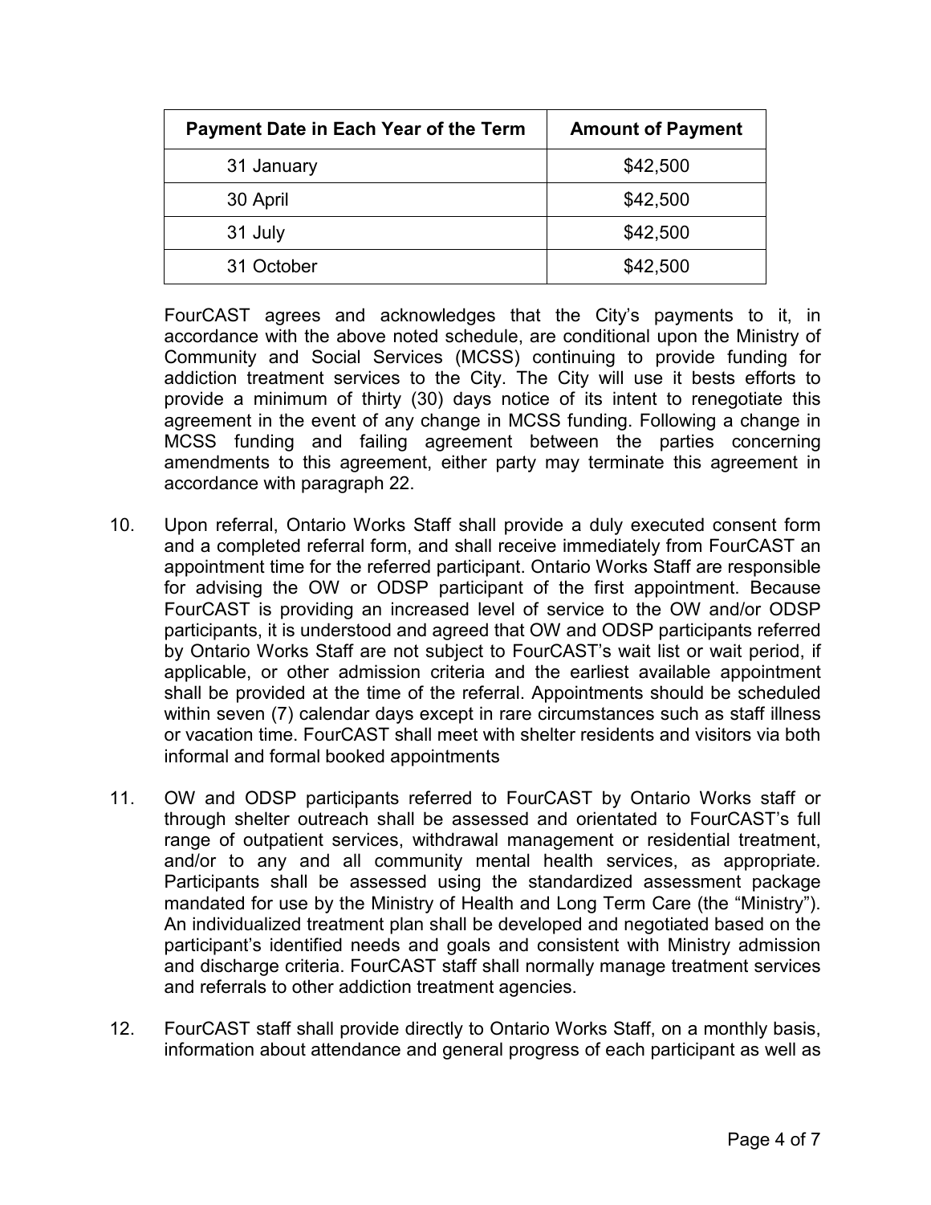| Payment Date in Each Year of the Term | Amount of Payment |
|---|---|
| 31 January | $42,500 |
| 30 April | $42,500 |
| 31 July | $42,500 |
| 31 October | $42,500 |

FourCAST agrees and acknowledges that the City's payments to it, in accordance with the above noted schedule, are conditional upon the Ministry of Community and Social Services (MCSS) continuing to provide funding for addiction treatment services to the City. The City will use it bests efforts to provide a minimum of thirty (30) days notice of its intent to renegotiate this agreement in the event of any change in MCSS funding. Following a change in MCSS funding and failing agreement between the parties concerning amendments to this agreement, either party may terminate this agreement in accordance with paragraph 22.

10. Upon referral, Ontario Works Staff shall provide a duly executed consent form and a completed referral form, and shall receive immediately from FourCAST an appointment time for the referred participant. Ontario Works Staff are responsible for advising the OW or ODSP participant of the first appointment. Because FourCAST is providing an increased level of service to the OW and/or ODSP participants, it is understood and agreed that OW and ODSP participants referred by Ontario Works Staff are not subject to FourCAST's wait list or wait period, if applicable, or other admission criteria and the earliest available appointment shall be provided at the time of the referral. Appointments should be scheduled within seven (7) calendar days except in rare circumstances such as staff illness or vacation time. FourCAST shall meet with shelter residents and visitors via both informal and formal booked appointments

11. OW and ODSP participants referred to FourCAST by Ontario Works staff or through shelter outreach shall be assessed and orientated to FourCAST's full range of outpatient services, withdrawal management or residential treatment, and/or to any and all community mental health services, as appropriate. Participants shall be assessed using the standardized assessment package mandated for use by the Ministry of Health and Long Term Care (the "Ministry"). An individualized treatment plan shall be developed and negotiated based on the participant's identified needs and goals and consistent with Ministry admission and discharge criteria. FourCAST staff shall normally manage treatment services and referrals to other addiction treatment agencies.

12. FourCAST staff shall provide directly to Ontario Works Staff, on a monthly basis, information about attendance and general progress of each participant as well as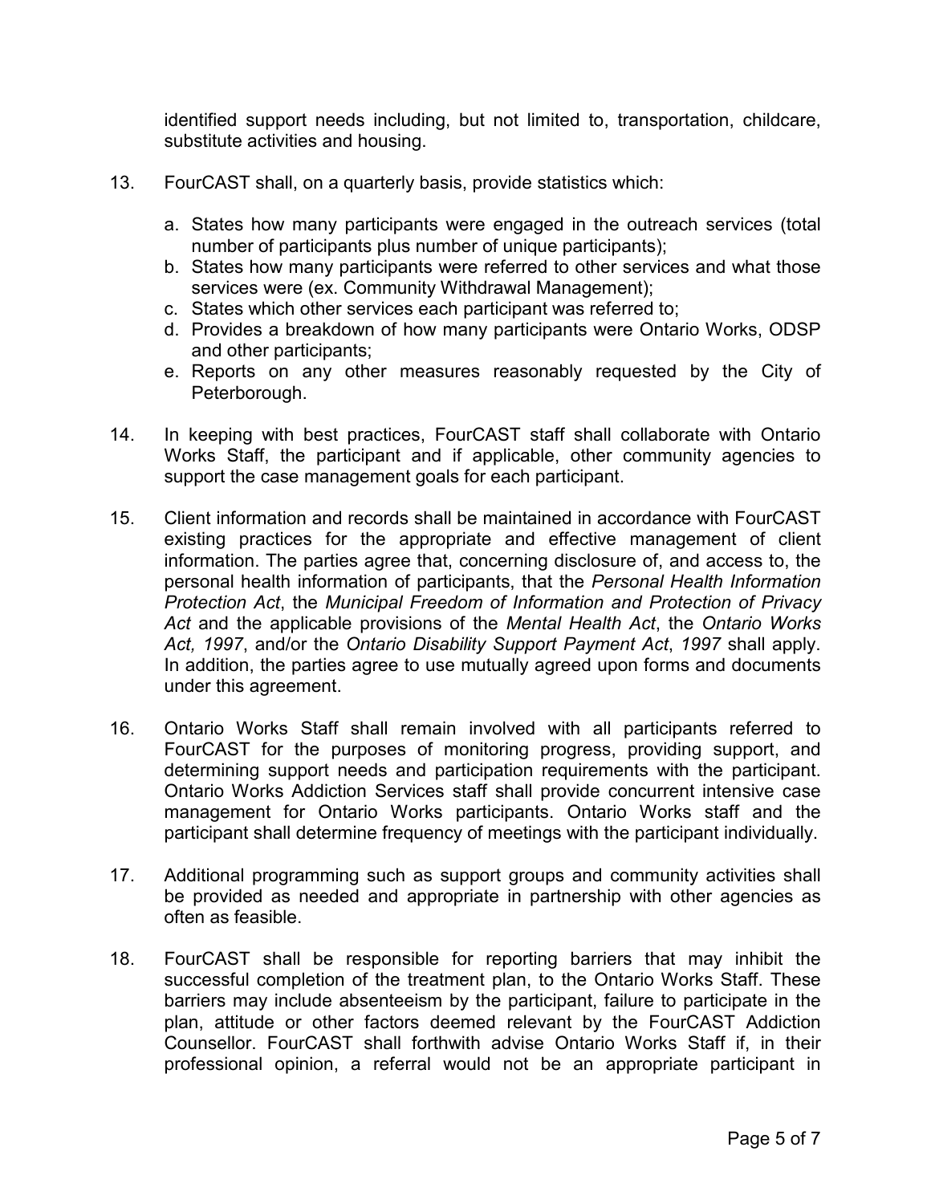identified support needs including, but not limited to, transportation, childcare, substitute activities and housing.

13. FourCAST shall, on a quarterly basis, provide statistics which:

    a. States how many participants were engaged in the outreach services (total number of participants plus number of unique participants);
    b. States how many participants were referred to other services and what those services were (ex. Community Withdrawal Management);
    c. States which other services each participant was referred to;
    d. Provides a breakdown of how many participants were Ontario Works, ODSP and other participants;
    e. Reports on any other measures reasonably requested by the City of Peterborough.

14. In keeping with best practices, FourCAST staff shall collaborate with Ontario Works Staff, the participant and if applicable, other community agencies to support the case management goals for each participant.

15. Client information and records shall be maintained in accordance with FourCAST existing practices for the appropriate and effective management of client information. The parties agree that, concerning disclosure of, and access to, the personal health information of participants, that the *Personal Health Information Protection Act*, the *Municipal Freedom of Information and Protection of Privacy Act* and the applicable provisions of the *Mental Health Act*, the *Ontario Works Act, 1997*, and/or the *Ontario Disability Support Payment Act*, *1997* shall apply. In addition, the parties agree to use mutually agreed upon forms and documents under this agreement.

16. Ontario Works Staff shall remain involved with all participants referred to FourCAST for the purposes of monitoring progress, providing support, and determining support needs and participation requirements with the participant. Ontario Works Addiction Services staff shall provide concurrent intensive case management for Ontario Works participants. Ontario Works staff and the participant shall determine frequency of meetings with the participant individually.

17. Additional programming such as support groups and community activities shall be provided as needed and appropriate in partnership with other agencies as often as feasible.

18. FourCAST shall be responsible for reporting barriers that may inhibit the successful completion of the treatment plan, to the Ontario Works Staff. These barriers may include absenteeism by the participant, failure to participate in the plan, attitude or other factors deemed relevant by the FourCAST Addiction Counsellor. FourCAST shall forthwith advise Ontario Works Staff if, in their professional opinion, a referral would not be an appropriate participant in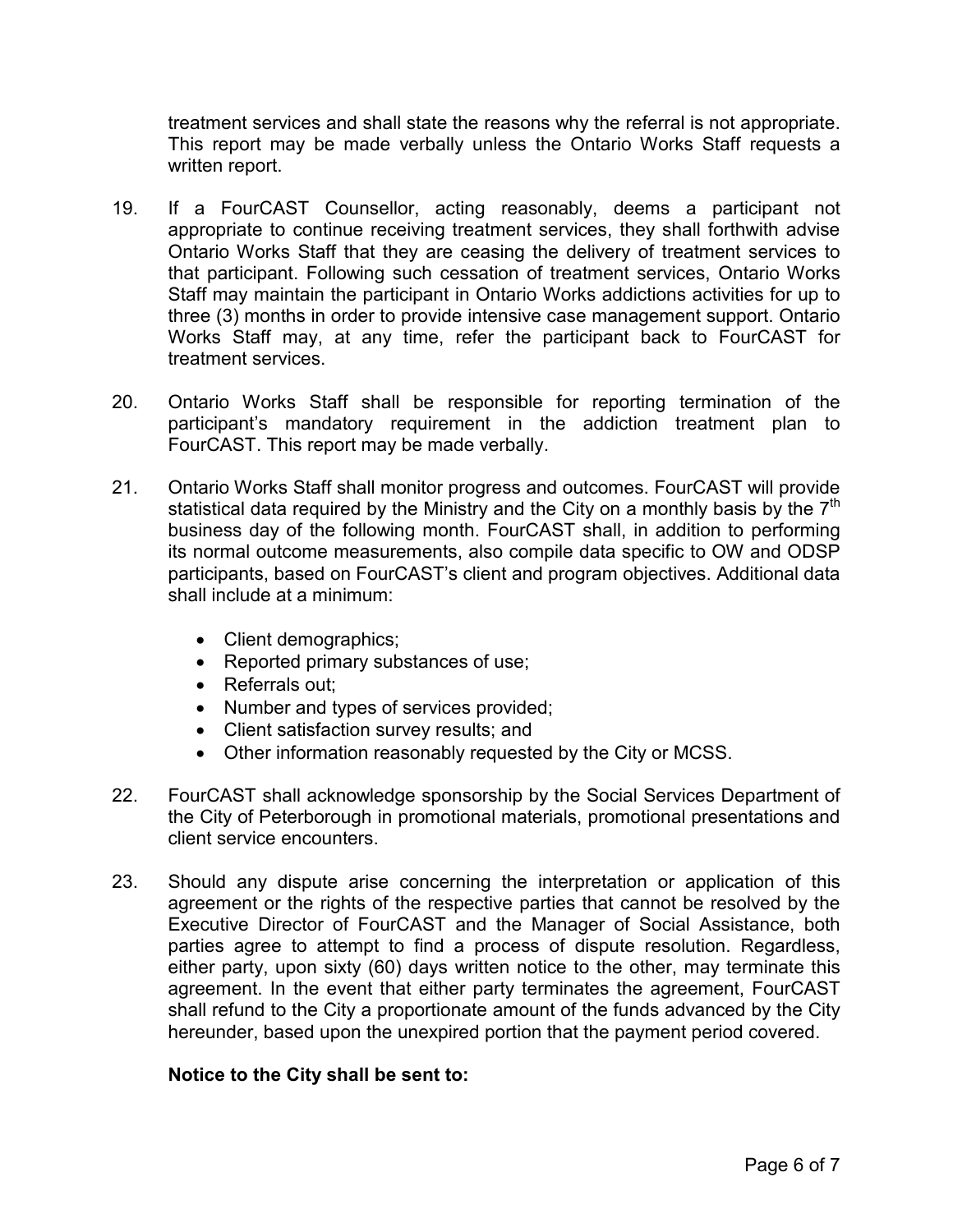treatment services and shall state the reasons why the referral is not appropriate. This report may be made verbally unless the Ontario Works Staff requests a written report.

19. If a FourCAST Counsellor, acting reasonably, deems a participant not appropriate to continue receiving treatment services, they shall forthwith advise Ontario Works Staff that they are ceasing the delivery of treatment services to that participant. Following such cessation of treatment services, Ontario Works Staff may maintain the participant in Ontario Works addictions activities for up to three (3) months in order to provide intensive case management support. Ontario Works Staff may, at any time, refer the participant back to FourCAST for treatment services.

20. Ontario Works Staff shall be responsible for reporting termination of the participant's mandatory requirement in the addiction treatment plan to FourCAST. This report may be made verbally.

21. Ontario Works Staff shall monitor progress and outcomes. FourCAST will provide statistical data required by the Ministry and the City on a monthly basis by the 7th business day of the following month. FourCAST shall, in addition to performing its normal outcome measurements, also compile data specific to OW and ODSP participants, based on FourCAST's client and program objectives. Additional data shall include at a minimum:

    - Client demographics;
    - Reported primary substances of use;
    - Referrals out;
    - Number and types of services provided;
    - Client satisfaction survey results; and
    - Other information reasonably requested by the City or MCSS.

22. FourCAST shall acknowledge sponsorship by the Social Services Department of the City of Peterborough in promotional materials, promotional presentations and client service encounters.

23. Should any dispute arise concerning the interpretation or application of this agreement or the rights of the respective parties that cannot be resolved by the Executive Director of FourCAST and the Manager of Social Assistance, both parties agree to attempt to find a process of dispute resolution. Regardless, either party, upon sixty (60) days written notice to the other, may terminate this agreement. In the event that either party terminates the agreement, FourCAST shall refund to the City a proportionate amount of the funds advanced by the City hereunder, based upon the unexpired portion that the payment period covered.

    **Notice to the City shall be sent to:**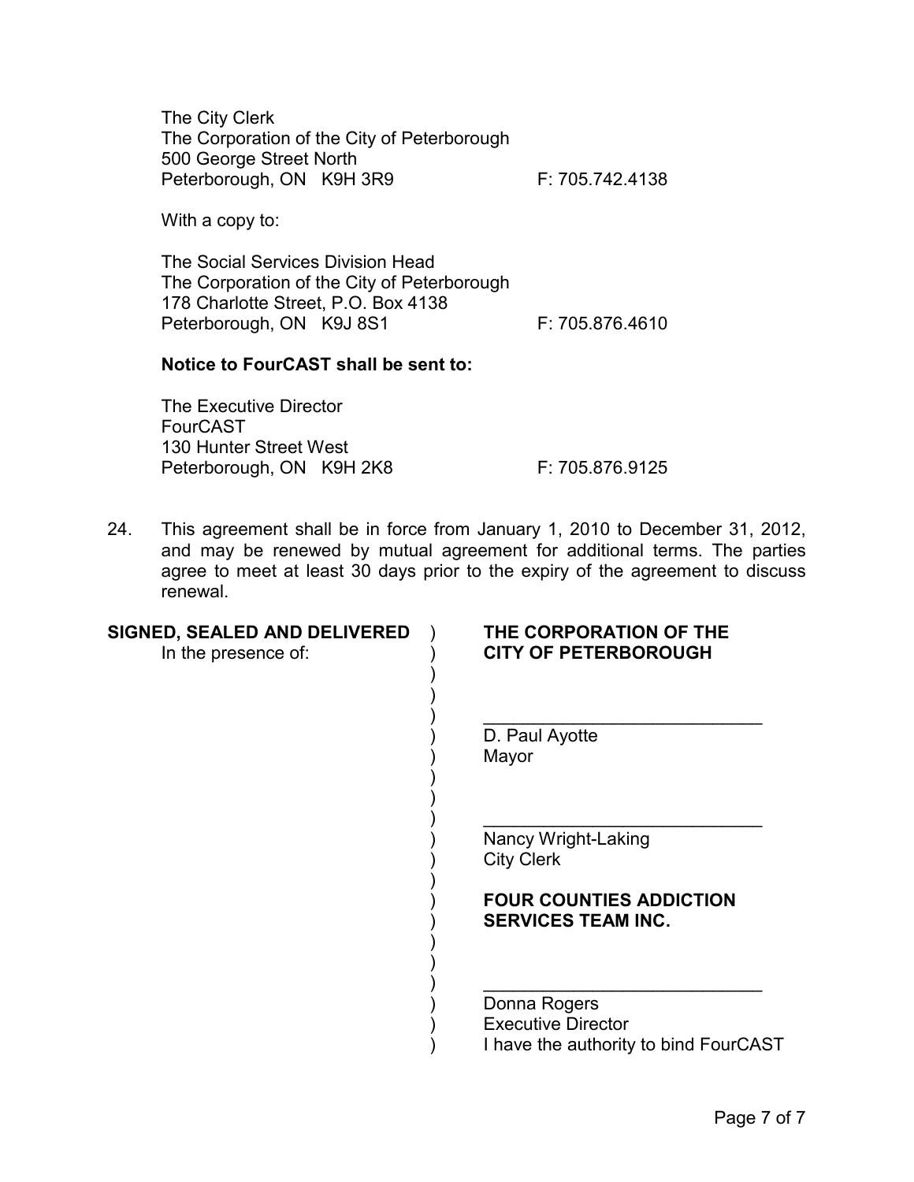The City Clerk
The Corporation of the City of Peterborough
500 George Street North
Peterborough, ON K9H 3R9 F: 705.742.4138

With a copy to:

The Social Services Division Head
The Corporation of the City of Peterborough
178 Charlotte Street, P.O. Box 4138
Peterborough, ON K9J 8S1 F: 705.876.4610

**Notice to FourCAST shall be sent to:**

The Executive Director
FourCAST
130 Hunter Street West
Peterborough, ON K9H 2K8 F: 705.876.9125

24. This agreement shall be in force from January 1, 2010 to December 31, 2012, and may be renewed by mutual agreement for additional terms. The parties agree to meet at least 30 days prior to the expiry of the agreement to discuss renewal.

**SIGNED, SEALED AND DELIVERED**
In the presence of:

**THE CORPORATION OF THE CITY OF PETERBOROUGH**

\_\_\_\_\_\_\_\_\_\_\_\_\_\_\_\_\_\_\_\_\_\_\_\_\_\_\_\_\_\_
D. Paul Ayotte
Mayor

\_\_\_\_\_\_\_\_\_\_\_\_\_\_\_\_\_\_\_\_\_\_\_\_\_\_\_\_\_\_
Nancy Wright-Laking
City Clerk

**FOUR COUNTIES ADDICTION SERVICES TEAM INC.**

\_\_\_\_\_\_\_\_\_\_\_\_\_\_\_\_\_\_\_\_\_\_\_\_\_\_\_\_\_\_
Donna Rogers
Executive Director
I have the authority to bind FourCAST